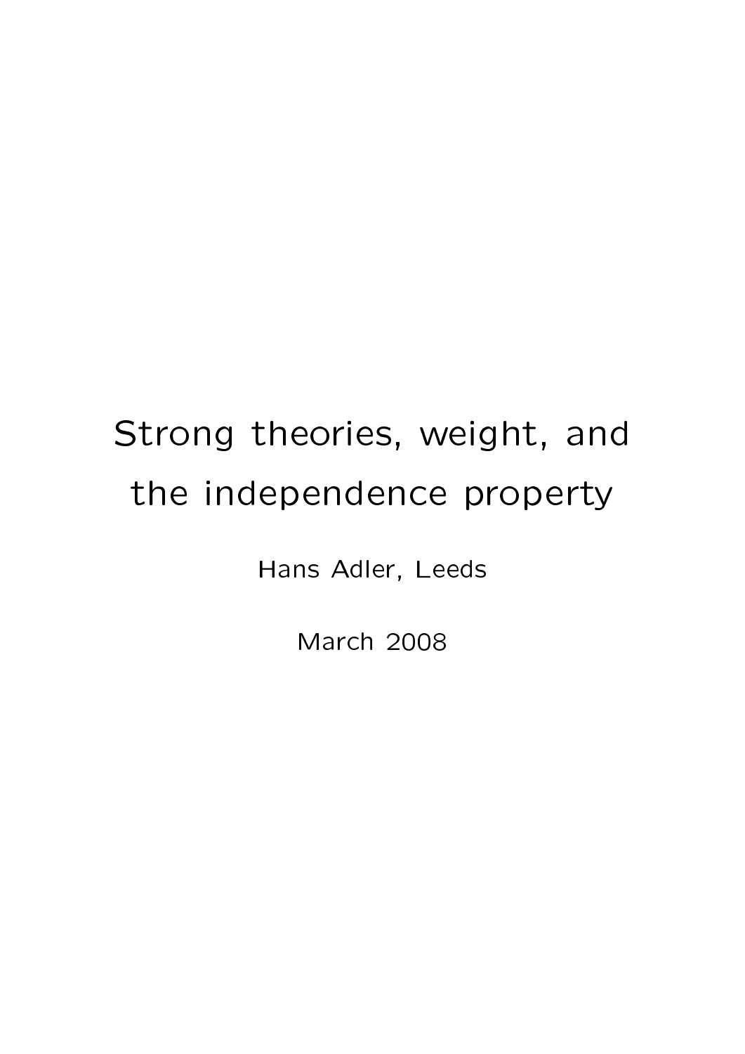# Strong theories, weight, and the independence property

Hans Adler, Leeds

March 2008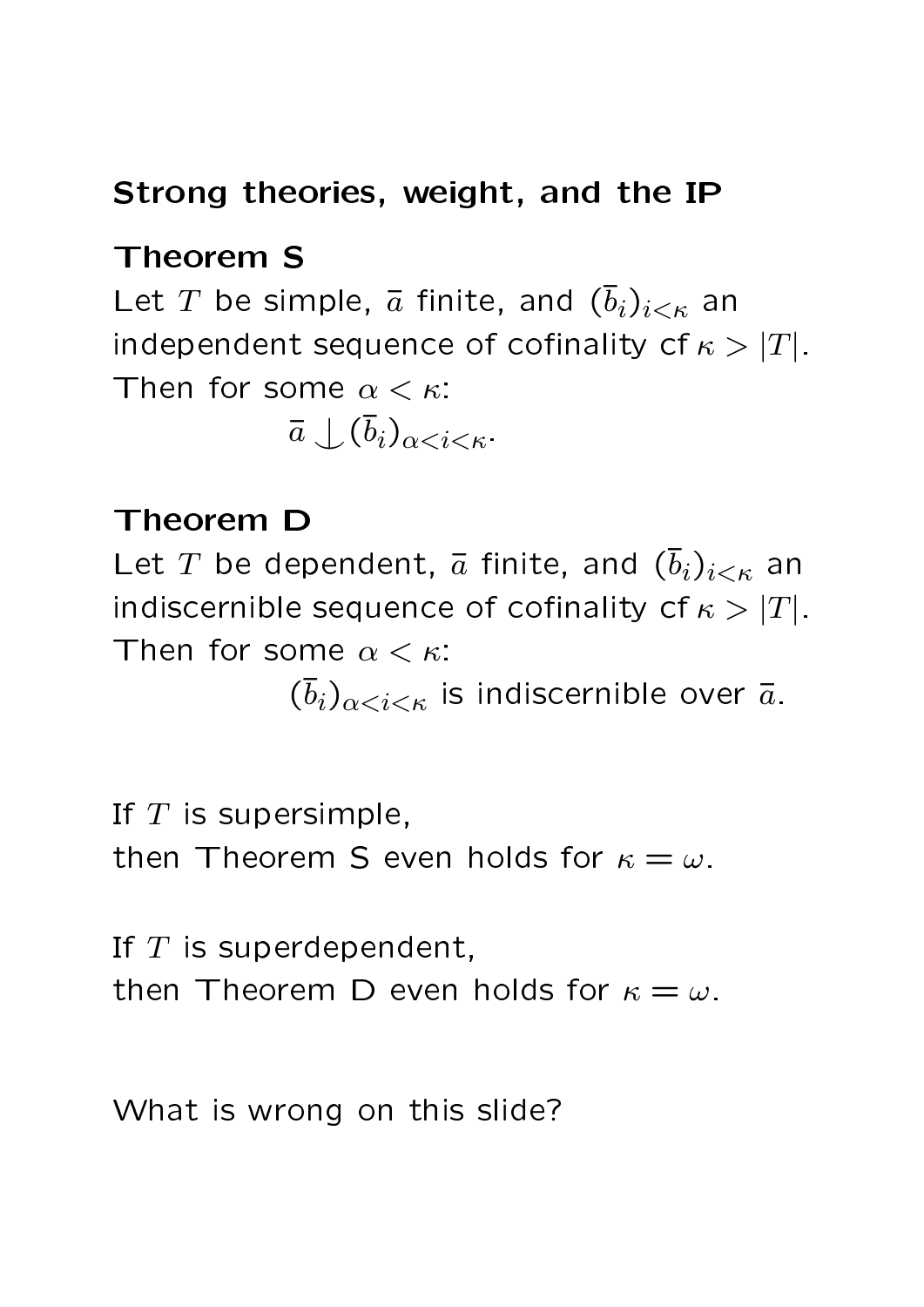**Strong theories, weight, and the IP**

**Theorem S**

Let $T$ be simple, $\bar{a}$ finite, and $(\bar{b}_i)_{i<\kappa}$ an independent sequence of cofinality cf $\kappa > |T|$. Then for some $\alpha < \kappa$:

$$\bar{a} \perp (\bar{b}_i)_{\alpha<i<\kappa}.$$

**Theorem D**

Let $T$ be dependent, $\bar{a}$ finite, and $(\bar{b}_i)_{i<\kappa}$ an indiscernible sequence of cofinality cf $\kappa > |T|$. Then for some $\alpha < \kappa$:

$(\bar{b}_i)_{\alpha<i<\kappa}$ is indiscernible over $\bar{a}$.

If $T$ is supersimple,
then Theorem S even holds for $\kappa = \omega$.

If $T$ is superdependent,
then Theorem D even holds for $\kappa = \omega$.

What is wrong on this slide?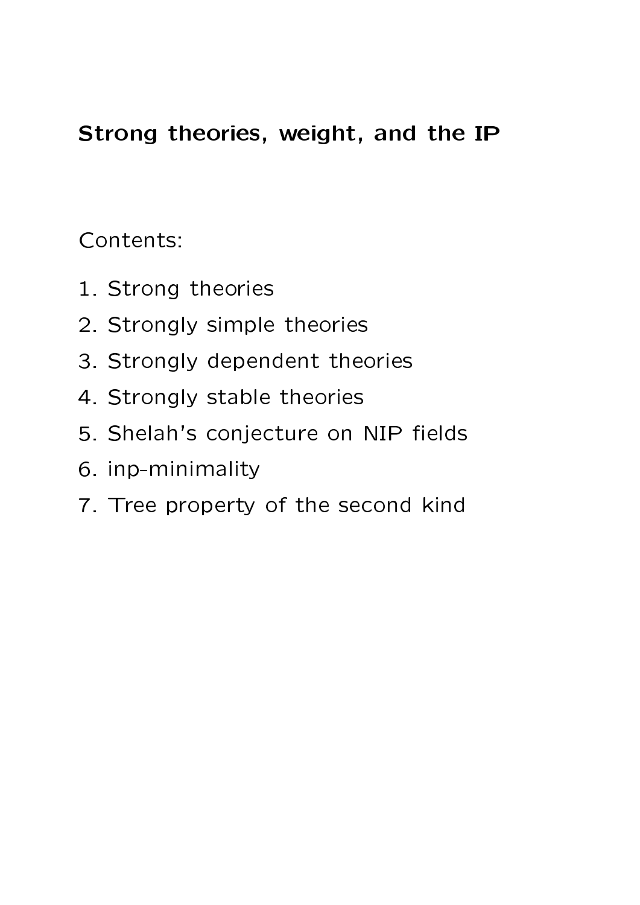**Strong theories, weight, and the IP**

Contents:

1. Strong theories
2. Strongly simple theories
3. Strongly dependent theories
4. Strongly stable theories
5. Shelah's conjecture on NIP fields
6. inp-minimality
7. Tree property of the second kind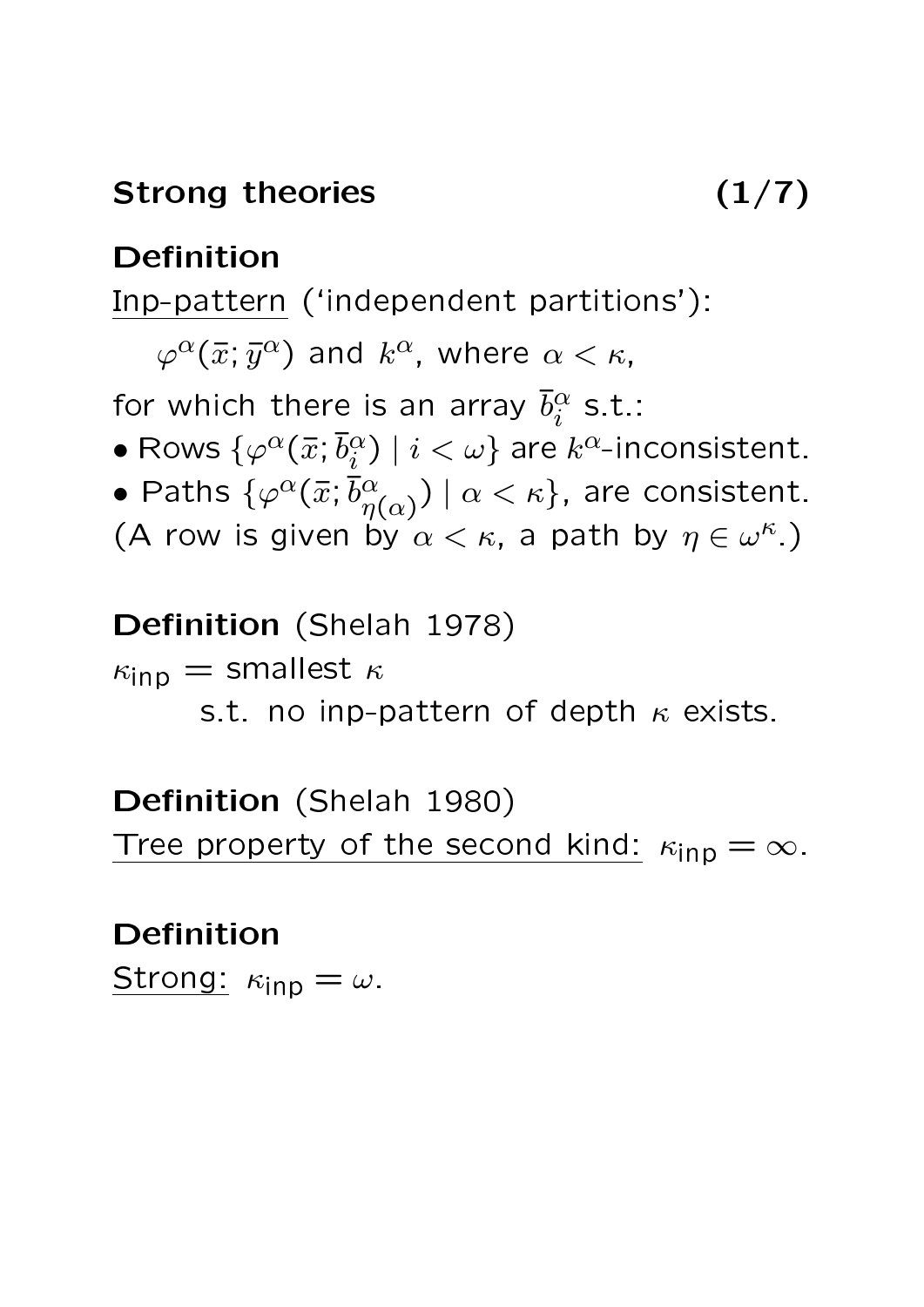## Strong theories

**Definition**

Inp-pattern ('independent partitions'):

$\varphi^\alpha(\bar{x}; \bar{y}^\alpha)$ and $k^\alpha$, where $\alpha < \kappa$,

for which there is an array $\bar{b}^\alpha_i$ s.t.:

- Rows $\{\varphi^\alpha(\bar{x}; \bar{b}^\alpha_i) \mid i < \omega\}$ are $k^\alpha$-inconsistent.
- Paths $\{\varphi^\alpha(\bar{x}; \bar{b}^\alpha_{\eta(\alpha)}) \mid \alpha < \kappa\}$, are consistent.

(A row is given by $\alpha < \kappa$, a path by $\eta \in \omega^\kappa$.)

**Definition** (Shelah 1978)

$\kappa_{\mathsf{inp}} =$ smallest $\kappa$
s.t. no inp-pattern of depth $\kappa$ exists.

**Definition** (Shelah 1980)

Tree property of the second kind: $\kappa_{\mathsf{inp}} = \infty$.

**Definition**

Strong: $\kappa_{\mathsf{inp}} = \omega$.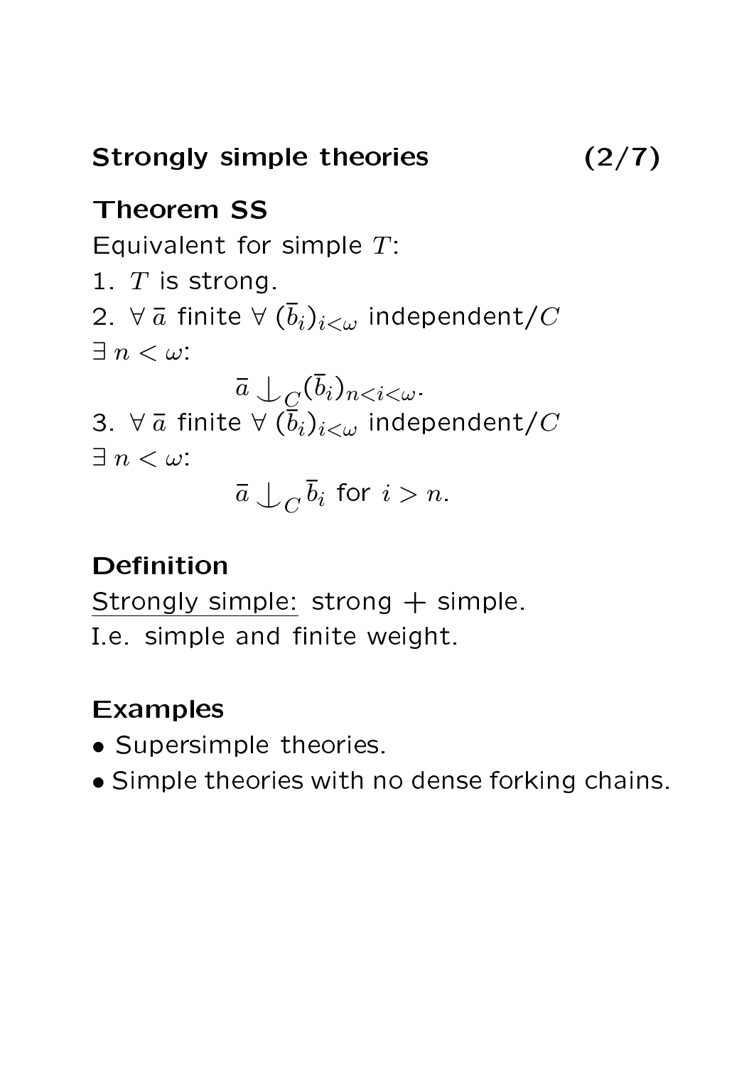## Strongly simple theories

**Theorem SS**

Equivalent for simple $T$:

1. $T$ is strong.
2. $\forall\, \bar{a}$ finite $\forall\, (\bar{b}_i)_{i<\omega}$ independent/$C$ $\exists\, n < \omega$:
$$\bar{a} \mathop{\smile\!\!\!\!\!\!\mid}_C (\bar{b}_i)_{n<i<\omega}.$$
3. $\forall\, \bar{a}$ finite $\forall\, (\bar{b}_i)_{i<\omega}$ independent/$C$ $\exists\, n < \omega$:
$$\bar{a} \mathop{\smile\!\!\!\!\!\!\mid}_C \bar{b}_i \text{ for } i > n.$$

**Definition**

Strongly simple: strong + simple.
I.e. simple and finite weight.

**Examples**

- Supersimple theories.
- Simple theories with no dense forking chains.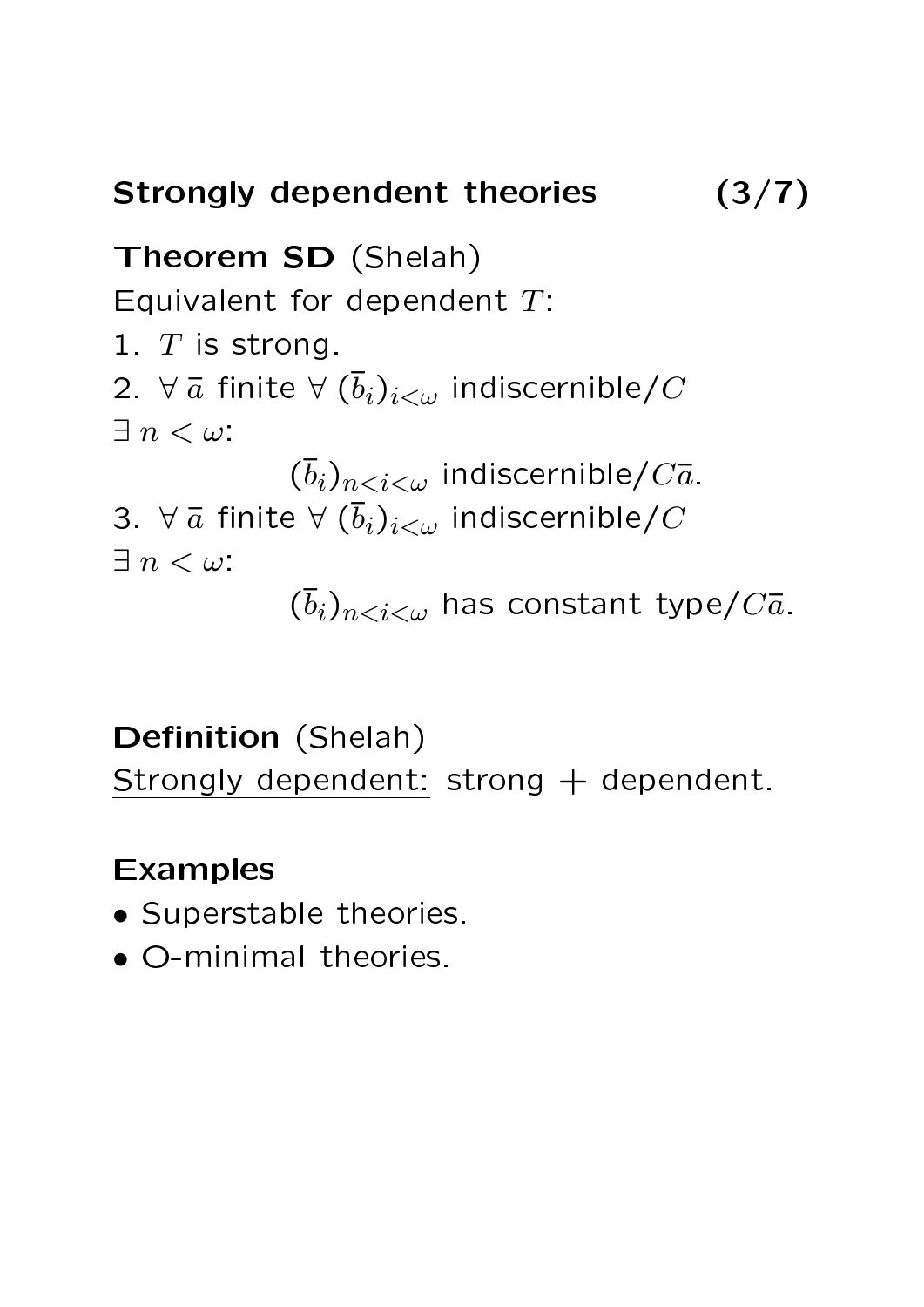## Strongly dependent theories

**Theorem SD** (Shelah)
Equivalent for dependent $T$:

1. $T$ is strong.
2. $\forall\, \bar{a}$ finite $\forall\, (\bar{b}_i)_{i<\omega}$ indiscernible/$C$ $\exists\, n < \omega$:

$$(\bar{b}_i)_{n<i<\omega} \text{ indiscernible}/C\bar{a}.$$

3. $\forall\, \bar{a}$ finite $\forall\, (\bar{b}_i)_{i<\omega}$ indiscernible/$C$ $\exists\, n < \omega$:

$$(\bar{b}_i)_{n<i<\omega} \text{ has constant type}/C\bar{a}.$$

**Definition** (Shelah)
Strongly dependent: strong + dependent.

**Examples**

- Superstable theories.
- O-minimal theories.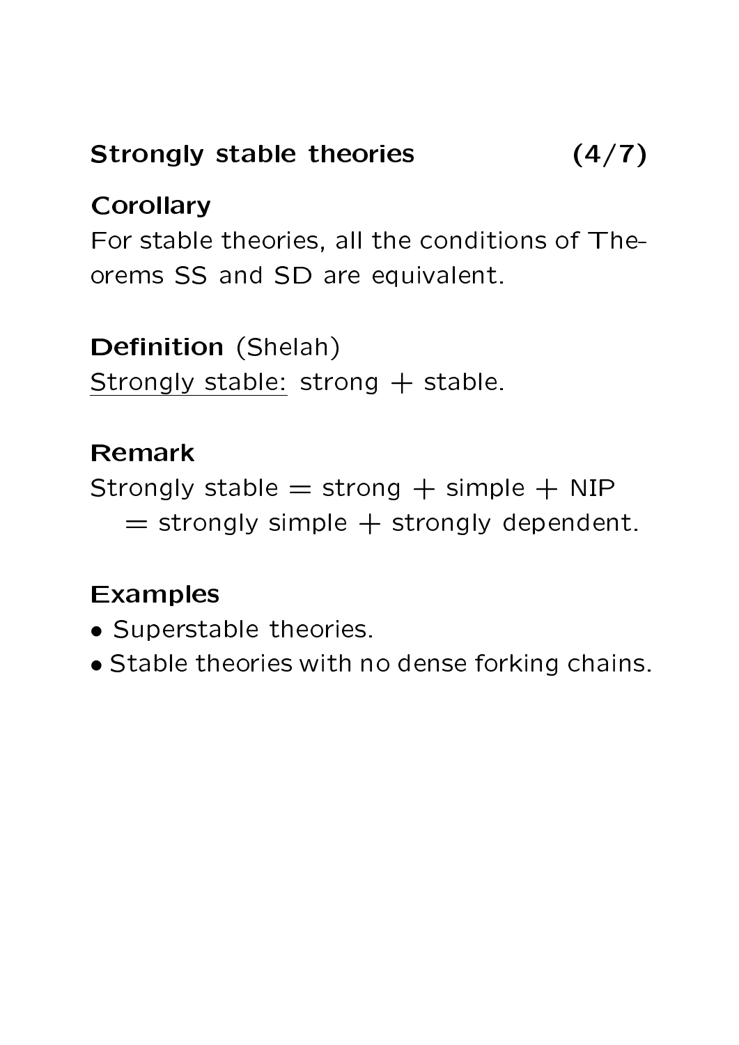## Strongly stable theories

**Corollary**
For stable theories, all the conditions of Theorems SS and SD are equivalent.

**Definition** (Shelah)
Strongly stable: strong + stable.

**Remark**
Strongly stable = strong + simple + NIP
= strongly simple + strongly dependent.

**Examples**

- Superstable theories.
- Stable theories with no dense forking chains.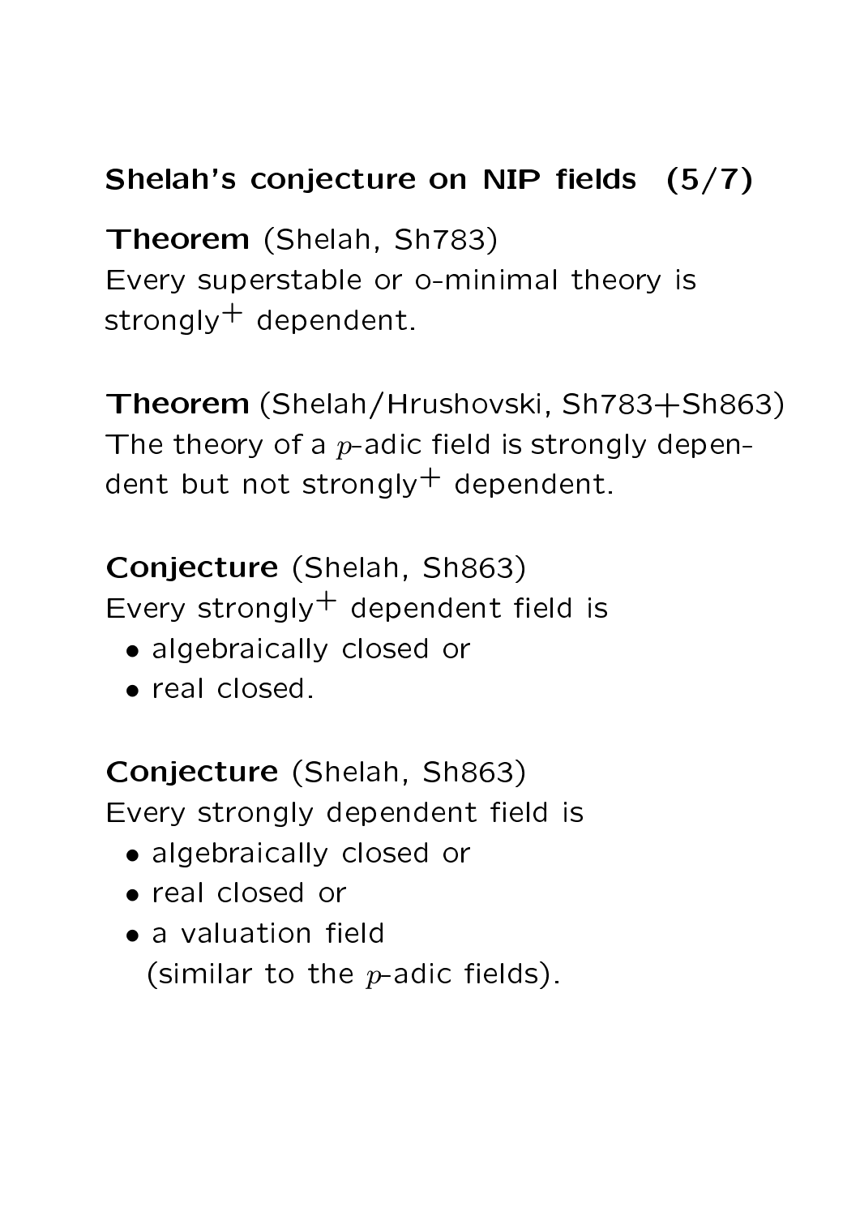## Shelah's conjecture on NIP fields (5/7)

**Theorem** (Shelah, Sh783)
Every superstable or o-minimal theory is strongly$^{+}$ dependent.

**Theorem** (Shelah/Hrushovski, Sh783+Sh863)
The theory of a $p$-adic field is strongly dependent but not strongly$^{+}$ dependent.

**Conjecture** (Shelah, Sh863)
Every strongly$^{+}$ dependent field is

- algebraically closed or
- real closed.

**Conjecture** (Shelah, Sh863)
Every strongly dependent field is

- algebraically closed or
- real closed or
- a valuation field
  (similar to the $p$-adic fields).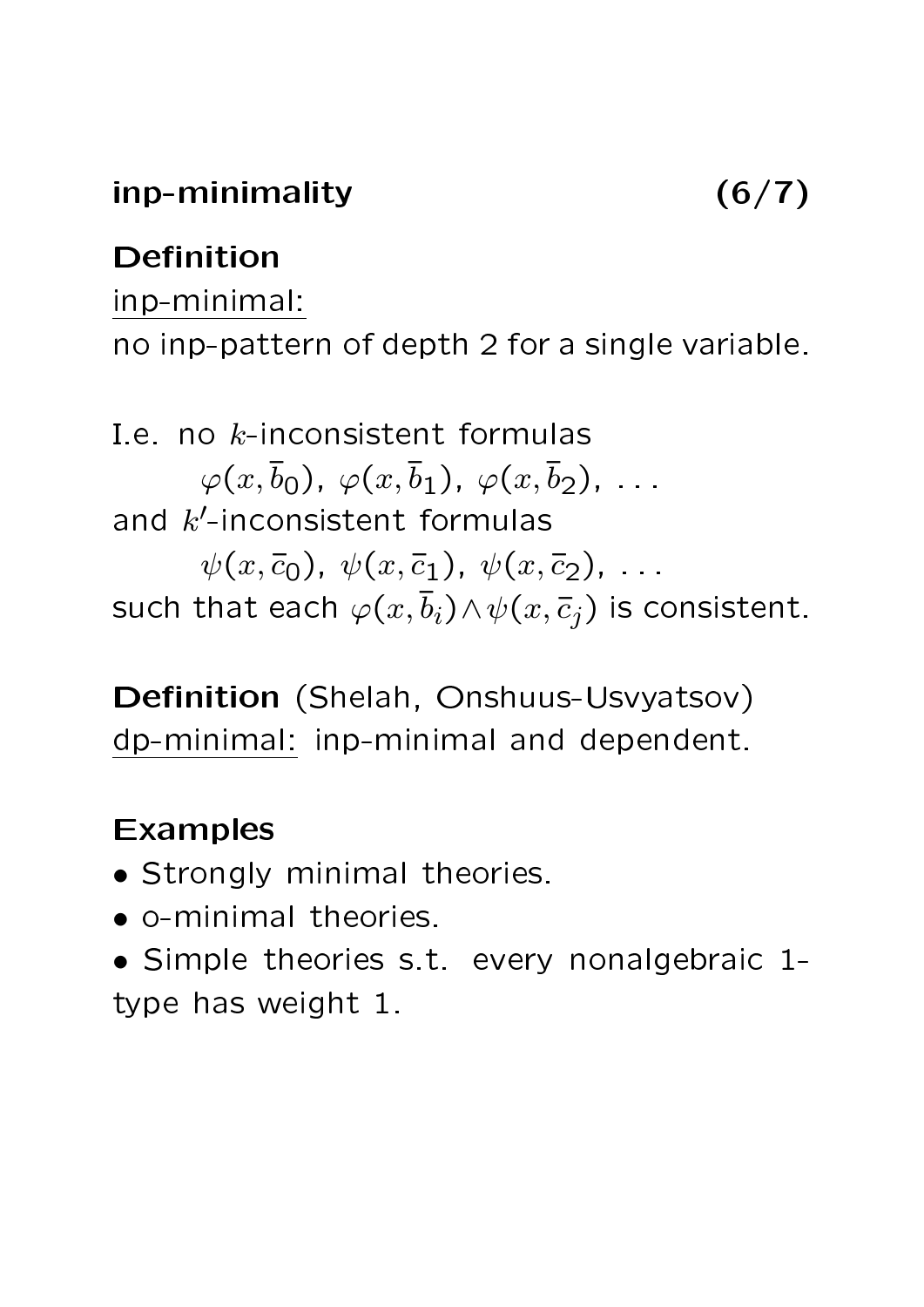## inp-minimality (6/7)

**Definition**

inp-minimal:

no inp-pattern of depth 2 for a single variable.

I.e. no $k$-inconsistent formulas

$\varphi(x, \overline{b}_0)$, $\varphi(x, \overline{b}_1)$, $\varphi(x, \overline{b}_2)$, ...

and $k'$-inconsistent formulas

$\psi(x, \overline{c}_0)$, $\psi(x, \overline{c}_1)$, $\psi(x, \overline{c}_2)$, ...

such that each $\varphi(x, \overline{b}_i) \wedge \psi(x, \overline{c}_j)$ is consistent.

**Definition** (Shelah, Onshuus-Usvyatsov)

dp-minimal: inp-minimal and dependent.

**Examples**

- Strongly minimal theories.
- o-minimal theories.
- Simple theories s.t. every nonalgebraic 1-type has weight 1.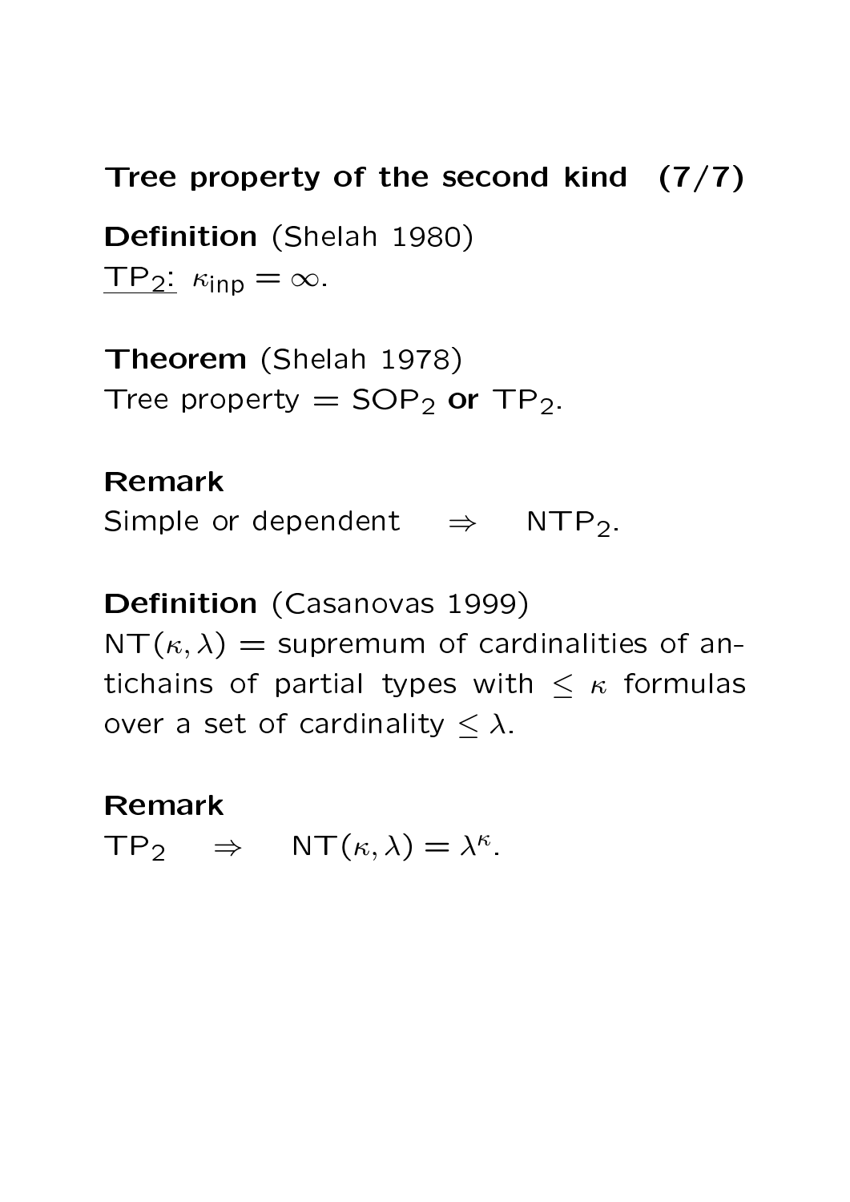## Tree property of the second kind (7/7)

**Definition** (Shelah 1980)
<u>TP$_2$:</u> $\kappa_{\mathsf{inp}} = \infty$.

**Theorem** (Shelah 1978)
Tree property = SOP$_2$ **or** TP$_2$.

**Remark**
Simple or dependent $\quad\Rightarrow\quad$ NTP$_2$.

**Definition** (Casanovas 1999)
$\mathsf{NT}(\kappa, \lambda)$ = supremum of cardinalities of antichains of partial types with $\leq \kappa$ formulas over a set of cardinality $\leq \lambda$.

**Remark**
TP$_2$ $\quad\Rightarrow\quad$ $\mathsf{NT}(\kappa, \lambda) = \lambda^{\kappa}$.